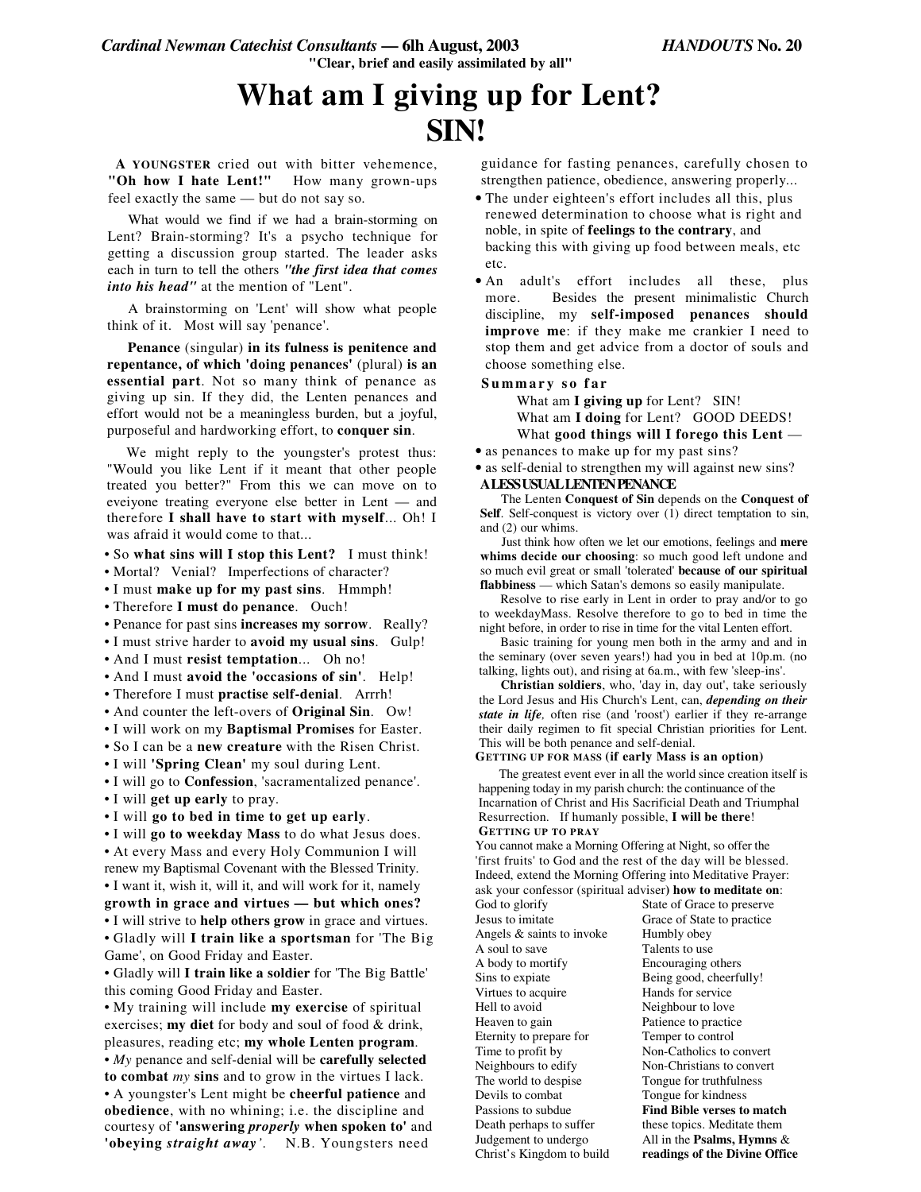*Cardinal Newman Catechist Consultants* — 6lh August, 2003 *HANDOUTS* No. 20

"Clear, brief and easily assimilated by all"

# What am I giving up for Lent? SIN!

**A YOUNGSTER** cried out with bitter vehemence, **"Oh how I hate Lent!"** How many grown-ups feel exactly the same — but do not say so.

What would we find if we had a brain-storming on Lent? Brain-storming? It's a psycho technique for getting a discussion group started. The leader asks each in turn to tell the others ***"the first idea that comes into his head"*** at the mention of "Lent".

A brainstorming on 'Lent' will show what people think of it. Most will say 'penance'.

**Penance** (singular) **in its fulness is penitence and repentance, of which 'doing penances'** (plural) **is an essential part**. Not so many think of penance as giving up sin. If they did, the Lenten penances and effort would not be a meaningless burden, but a joyful, purposeful and hardworking effort, to **conquer sin**.

We might reply to the youngster's protest thus: "Would you like Lent if it meant that other people treated you better?" From this we can move on to eveiyone treating everyone else better in Lent — and therefore **I shall have to start with myself**... Oh! I was afraid it would come to that...

- So **what sins will I stop this Lent?** I must think!
- Mortal? Venial? Imperfections of character?
- I must **make up for my past sins**. Hmmph!
- Therefore **I must do penance**. Ouch!
- Penance for past sins **increases my sorrow**. Really?
- I must strive harder to **avoid my usual sins**. Gulp!
- And I must **resist temptation**... Oh no!
- And I must **avoid the 'occasions of sin'**. Help!
- Therefore I must **practise self-denial**. Arrrh!
- And counter the left-overs of **Original Sin**. Ow!
- I will work on my **Baptismal Promises** for Easter.
- So I can be a **new creature** with the Risen Christ.
- I will **'Spring Clean'** my soul during Lent.
- I will go to **Confession**, 'sacramentalized penance'.
- I will **get up early** to pray.
- I will **go to bed in time to get up early**.
- I will **go to weekday Mass** to do what Jesus does.
- At every Mass and every Holy Communion I will renew my Baptismal Covenant with the Blessed Trinity.
- I want it, wish it, will it, and will work for it, namely **growth in grace and virtues — but which ones?**
- I will strive to **help others grow** in grace and virtues.
- Gladly will **I train like a sportsman** for 'The Big Game', on Good Friday and Easter.
- Gladly will **I train like a soldier** for 'The Big Battle' this coming Good Friday and Easter.
- My training will include **my exercise** of spiritual exercises; **my diet** for body and soul of food & drink, pleasures, reading etc; **my whole Lenten program**.
- *My* penance and self-denial will be **carefully selected to combat** *my* **sins** and to grow in the virtues I lack.
- A youngster's Lent might be **cheerful patience** and **obedience**, with no whining; i.e. the discipline and courtesy of **'answering *properly* when spoken to'** and **'obeying *straight away*'**. N.B. Youngsters need guidance for fasting penances, carefully chosen to strengthen patience, obedience, answering properly...
- The under eighteen's effort includes all this, plus renewed determination to choose what is right and noble, in spite of **feelings to the contrary**, and backing this with giving up food between meals, etc etc.
- An adult's effort includes all these, plus more. Besides the present minimalistic Church discipline, my **self-imposed penances should improve me**: if they make me crankier I need to stop them and get advice from a doctor of souls and choose something else.

**Summary so far**

What am **I giving up** for Lent? SIN!
What am **I doing** for Lent? GOOD DEEDS!
What **good things will I forego this Lent** —

- as penances to make up for my past sins?
- as self-denial to strengthen my will against new sins?

**A LESS USUAL LENTEN PENANCE**

The Lenten **Conquest of Sin** depends on the **Conquest of Self**. Self-conquest is victory over (1) direct temptation to sin, and (2) our whims.

Just think how often we let our emotions, feelings and **mere whims decide our choosing**: so much good left undone and so much evil great or small 'tolerated' **because of our spiritual flabbiness** — which Satan's demons so easily manipulate.

Resolve to rise early in Lent in order to pray and/or to go to weekdayMass. Resolve therefore to go to bed in time the night before, in order to rise in time for the vital Lenten effort.

Basic training for young men both in the army and and in the seminary (over seven years!) had you in bed at 10p.m. (no talking, lights out), and rising at 6a.m., with few 'sleep-ins'.

**Christian soldiers**, who, 'day in, day out', take seriously the Lord Jesus and His Church's Lent, can, ***depending on their state in life***, often rise (and 'roost') earlier if they re-arrange their daily regimen to fit special Christian priorities for Lent. This will be both penance and self-denial.

**GETTING UP FOR MASS (if early Mass is an option)**

The greatest event ever in all the world since creation itself is happening today in my parish church: the continuance of the Incarnation of Christ and His Sacrificial Death and Triumphal Resurrection. If humanly possible, **I will be there**!

**GETTING UP TO PRAY**

You cannot make a Morning Offering at Night, so offer the 'first fruits' to God and the rest of the day will be blessed. Indeed, extend the Morning Offering into Meditative Prayer: ask your confessor (spiritual adviser**) how to meditate on**:

| | |
|---|---|
| God to glorify | State of Grace to preserve |
| Jesus to imitate | Grace of State to practice |
| Angels & saints to invoke | Humbly obey |
| A soul to save | Talents to use |
| A body to mortify | Encouraging others |
| Sins to expiate | Being good, cheerfully! |
| Virtues to acquire | Hands for service |
| Hell to avoid | Neighbour to love |
| Heaven to gain | Patience to practice |
| Eternity to prepare for | Temper to control |
| Time to profit by | Non-Catholics to convert |
| Neighbours to edify | Non-Christians to convert |
| The world to despise | Tongue for truthfulness |
| Devils to combat | Tongue for kindness |
| Passions to subdue | **Find Bible verses to match** |
| Death perhaps to suffer | **these topics. Meditate them** |
| Judgement to undergo | **All in the Psalms, Hymns &** |
| Christ's Kingdom to build | **readings of the Divine Office** |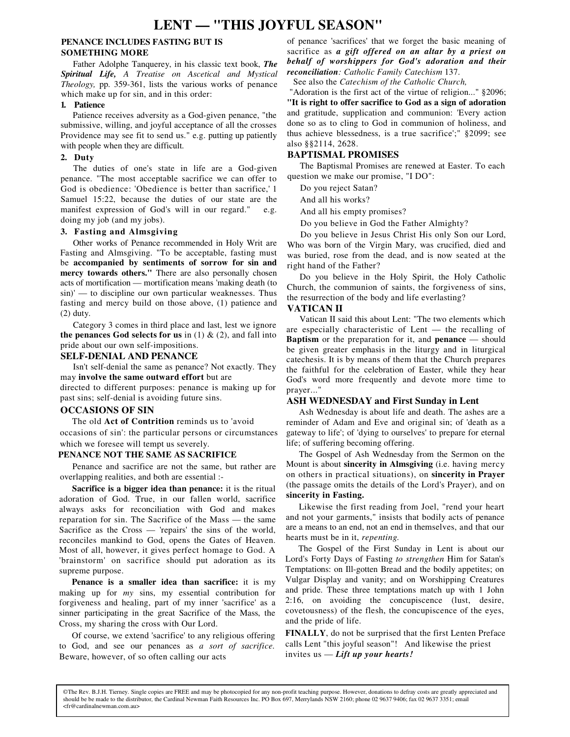# LENT — "THIS JOYFUL SEASON"

## PENANCE INCLUDES FASTING BUT IS SOMETHING MORE

Father Adolphe Tanquerey, in his classic text book, ***The Spiritual Life,*** *A Treatise on Ascetical and Mystical Theology,* pp. 359-361, lists the various works of penance which make up for sin, and in this order:

### 1. Patience

Patience receives adversity as a God-given penance, "the submissive, willing, and joyful acceptance of all the crosses Providence may see fit to send us." e.g. putting up patiently with people when they are difficult.

### 2. Duty

The duties of one's state in life are a God-given penance. "The most acceptable sacrifice we can offer to God is obedience: 'Obedience is better than sacrifice,' 1 Samuel 15:22, because the duties of our state are the manifest expression of God's will in our regard." e.g. doing my job (and my jobs).

### 3. Fasting and Almsgiving

Other works of Penance recommended in Holy Writ are Fasting and Almsgiving. "To be acceptable, fasting must be **accompanied by sentiments of sorrow for sin and mercy towards others."** There are also personally chosen acts of mortification — mortification means 'making death (to sin)' — to discipline our own particular weaknesses. Thus fasting and mercy build on those above, (1) patience and (2) duty.

Category 3 comes in third place and last, lest we ignore **the penances God selects for us** in (1) & (2), and fall into pride about our own self-impositions.

## SELF-DENIAL AND PENANCE

Isn't self-denial the same as penance? Not exactly. They may **involve the same outward effort** but are directed to different purposes: penance is making up for past sins; self-denial is avoiding future sins.

## OCCASIONS OF SIN

The old **Act of Contrition** reminds us to 'avoid occasions of sin': the particular persons or circumstances which we foresee will tempt us severely.

## PENANCE NOT THE SAME AS SACRIFICE

Penance and sacrifice are not the same, but rather are overlapping realities, and both are essential :-

**Sacrifice is a bigger idea than penance:** it is the ritual adoration of God. True, in our fallen world, sacrifice always asks for reconciliation with God and makes reparation for sin. The Sacrifice of the Mass — the same Sacrifice as the Cross — 'repairs' the sins of the world, reconciles mankind to God, opens the Gates of Heaven. Most of all, however, it gives perfect homage to God. A 'brainstorm' on sacrifice should put adoration as its supreme purpose.

**Penance is a smaller idea than sacrifice:** it is my making up for *my* sins, my essential contribution for forgiveness and healing, part of my inner 'sacrifice' as a sinner participating in the great Sacrifice of the Mass, the Cross, my sharing the cross with Our Lord.

Of course, we extend 'sacrifice' to any religious offering to God, and see our penances as *a sort of sacrifice.* Beware, however, of so often calling our acts of penance 'sacrifices' that we forget the basic meaning of sacrifice as ***a gift offered on an altar by a priest on behalf of worshippers for God's adoration and their reconciliation****: Catholic Family Catechism* 137.

See also the *Catechism of the Catholic Church,*

"Adoration is the first act of the virtue of religion..." §2096; **"It is right to offer sacrifice to God as a sign of adoration** and gratitude, supplication and communion: 'Every action done so as to cling to God in communion of holiness, and thus achieve blessedness, is a true sacrifice';" §2099; see also §§2114, 2628.

## BAPTISMAL PROMISES

The Baptismal Promises are renewed at Easter. To each question we make our promise, "I DO":

Do you reject Satan?

And all his works?

And all his empty promises?

Do you believe in God the Father Almighty?

Do you believe in Jesus Christ His only Son our Lord, Who was born of the Virgin Mary, was crucified, died and was buried, rose from the dead, and is now seated at the right hand of the Father?

Do you believe in the Holy Spirit, the Holy Catholic Church, the communion of saints, the forgiveness of sins, the resurrection of the body and life everlasting?

## VATICAN II

Vatican II said this about Lent: "The two elements which are especially characteristic of Lent — the recalling of **Baptism** or the preparation for it, and **penance** — should be given greater emphasis in the liturgy and in liturgical catechesis. It is by means of them that the Church prepares the faithful for the celebration of Easter, while they hear God's word more frequently and devote more time to prayer..."

## ASH WEDNESDAY and First Sunday in Lent

Ash Wednesday is about life and death. The ashes are a reminder of Adam and Eve and original sin; of 'death as a gateway to life'; of 'dying to ourselves' to prepare for eternal life; of suffering becoming offering.

The Gospel of Ash Wednesday from the Sermon on the Mount is about **sincerity in Almsgiving** (i.e. having mercy on others in practical situations), on **sincerity in Prayer** (the passage omits the details of the Lord's Prayer), and on **sincerity in Fasting.**

Likewise the first reading from Joel, "rend your heart and not your garments," insists that bodily acts of penance are a means to an end, not an end in themselves, and that our hearts must be in it, *repenting.*

The Gospel of the First Sunday in Lent is about our Lord's Forty Days of Fasting *to strengthen* Him for Satan's Temptations: on Ill-gotten Bread and the bodily appetites; on Vulgar Display and vanity; and on Worshipping Creatures and pride. These three temptations match up with 1 John 2:16, on avoiding the concupiscence (lust, desire, covetousness) of the flesh, the concupiscence of the eyes, and the pride of life.

**FINALLY**, do not be surprised that the first Lenten Preface calls Lent "this joyful season"! And likewise the priest invites us — ***Lift up your hearts!***

©The Rev. B.J.H. Tierney. Single copies are FREE and may be photocopied for any non-profit teaching purpose. However, donations to defray costs are greatly appreciated and should be be made to the distributor, the Cardinal Newman Faith Resources Inc. PO Box 697, Merrylands NSW 2160; phone 02 9637 9406; fax 02 9637 3351; email <fr@cardinalnewman.com.au>